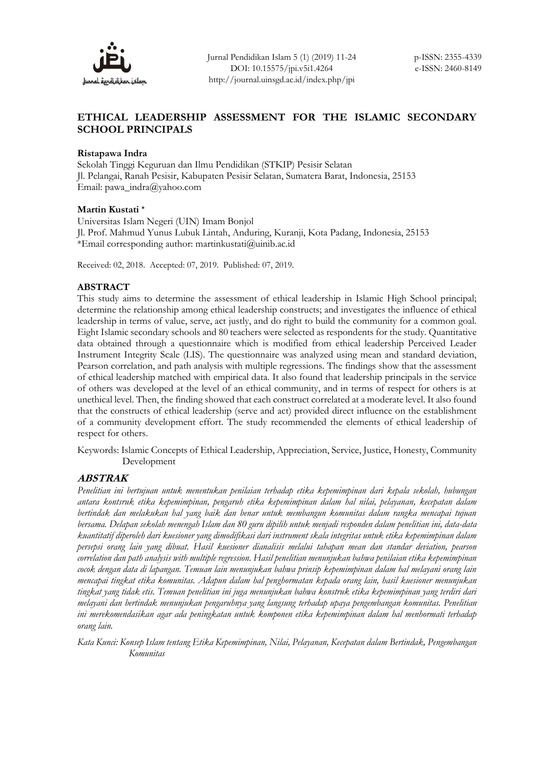# ETHICAL LEADERSHIP ASSESSMENT FOR THE ISLAMIC SECONDARY SCHOOL PRINCIPALS

**Ristapawa Indra**
Sekolah Tinggi Keguruan dan Ilmu Pendidikan (STKIP) Pesisir Selatan
Jl. Pelangai, Ranah Pesisir, Kabupaten Pesisir Selatan, Sumatera Barat, Indonesia, 25153
Email: pawa_indra@yahoo.com

**Martin Kustati** *
Universitas Islam Negeri (UIN) Imam Bonjol
Jl. Prof. Mahmud Yunus Lubuk Lintah, Anduring, Kuranji, Kota Padang, Indonesia, 25153
*Email corresponding author: martinkustati@uinib.ac.id

Received: 02, 2018. Accepted: 07, 2019. Published: 07, 2019.

## ABSTRACT

This study aims to determine the assessment of ethical leadership in Islamic High School principal; determine the relationship among ethical leadership constructs; and investigates the influence of ethical leadership in terms of value, serve, act justly, and do right to build the community for a common goal. Eight Islamic secondary schools and 80 teachers were selected as respondents for the study. Quantitative data obtained through a questionnaire which is modified from ethical leadership Perceived Leader Instrument Integrity Scale (LIS). The questionnaire was analyzed using mean and standard deviation, Pearson correlation, and path analysis with multiple regressions. The findings show that the assessment of ethical leadership matched with empirical data. It also found that leadership principals in the service of others was developed at the level of an ethical community, and in terms of respect for others is at unethical level. Then, the finding showed that each construct correlated at a moderate level. It also found that the constructs of ethical leadership (serve and act) provided direct influence on the establishment of a community development effort. The study recommended the elements of ethical leadership of respect for others.

Keywords: Islamic Concepts of Ethical Leadership, Appreciation, Service, Justice, Honesty, Community Development

## *ABSTRAK*

*Penelitian ini bertujuan untuk menentukan penilaian terhadap etika kepemimpinan dari kepala sekolah, hubungan antara kontsruk etika kepemimpinan, pengaruh etika kepemimpinan dalam hal nilai, pelayanan, kecepatan dalam bertindak dan melakukan hal yang baik dan benar untuk membangun komunitas dalam rangka mencapai tujuan bersama. Delapan sekolah menengah Islam dan 80 guru dipilih untuk menjadi responden dalam penelitian ini, data-data kuantitatif diperoleh dari kuesioner yang dimodifikasi dari instrument skala integritas untuk etika kepemimpinan dalam persepsi orang lain yang dibuat. Hasil kuesioner dianalisis melalui tahapan mean dan standar deviation, pearson correlation dan path analysis with multiple regression. Hasil penelitian menunjukan bahwa penilaian etika kepemimpinan cocok dengan data di lapangan. Temuan lain menunjukan bahwa prinsip kepemimpinan dalam hal melayani orang lain mencapai tingkat etika komunitas. Adapun dalam hal penghormatan kepada orang lain, hasil kuesioner menunjukan tingkat yang tidak etis. Temuan penelitian ini juga menunjukan bahwa konstruk etika kepemimpinan yang terdiri dari melayani dan bertindak menunjukan pengaruhnya yang langsung terhadap upaya pengembangan komunitas. Penelitian ini merekomendasikan agar ada peningkatan untuk komponen etika kepemimpinan dalam hal menhormati terhadap orang lain.*

*Kata Kunci: Konsep Islam tentang Etika Kepemimpinan, Nilai, Pelayanan, Kecepatan dalam Bertindak, Pengembangan Komunitas*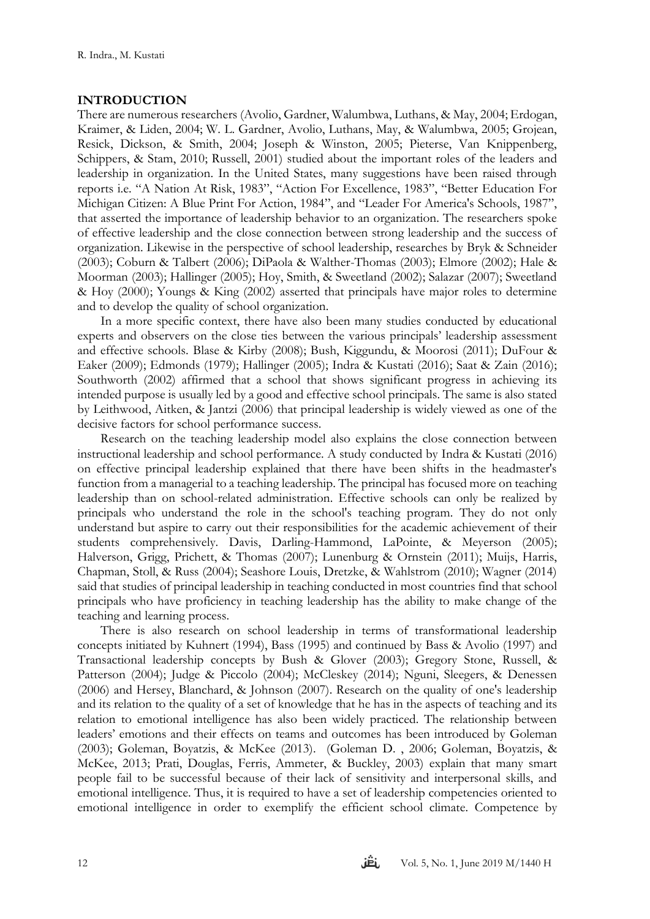## INTRODUCTION

There are numerous researchers (Avolio, Gardner, Walumbwa, Luthans, & May, 2004; Erdogan, Kraimer, & Liden, 2004; W. L. Gardner, Avolio, Luthans, May, & Walumbwa, 2005; Grojean, Resick, Dickson, & Smith, 2004; Joseph & Winston, 2005; Pieterse, Van Knippenberg, Schippers, & Stam, 2010; Russell, 2001) studied about the important roles of the leaders and leadership in organization. In the United States, many suggestions have been raised through reports i.e. "A Nation At Risk, 1983", "Action For Excellence, 1983", "Better Education For Michigan Citizen: A Blue Print For Action, 1984", and "Leader For America's Schools, 1987", that asserted the importance of leadership behavior to an organization. The researchers spoke of effective leadership and the close connection between strong leadership and the success of organization. Likewise in the perspective of school leadership, researches by Bryk & Schneider (2003); Coburn & Talbert (2006); DiPaola & Walther-Thomas (2003); Elmore (2002); Hale & Moorman (2003); Hallinger (2005); Hoy, Smith, & Sweetland (2002); Salazar (2007); Sweetland & Hoy (2000); Youngs & King (2002) asserted that principals have major roles to determine and to develop the quality of school organization.

In a more specific context, there have also been many studies conducted by educational experts and observers on the close ties between the various principals' leadership assessment and effective schools. Blase & Kirby (2008); Bush, Kiggundu, & Moorosi (2011); DuFour & Eaker (2009); Edmonds (1979); Hallinger (2005); Indra & Kustati (2016); Saat & Zain (2016); Southworth (2002) affirmed that a school that shows significant progress in achieving its intended purpose is usually led by a good and effective school principals. The same is also stated by Leithwood, Aitken, & Jantzi (2006) that principal leadership is widely viewed as one of the decisive factors for school performance success.

Research on the teaching leadership model also explains the close connection between instructional leadership and school performance. A study conducted by Indra & Kustati (2016) on effective principal leadership explained that there have been shifts in the headmaster's function from a managerial to a teaching leadership. The principal has focused more on teaching leadership than on school-related administration. Effective schools can only be realized by principals who understand the role in the school's teaching program. They do not only understand but aspire to carry out their responsibilities for the academic achievement of their students comprehensively. Davis, Darling-Hammond, LaPointe, & Meyerson (2005); Halverson, Grigg, Prichett, & Thomas (2007); Lunenburg & Ornstein (2011); Muijs, Harris, Chapman, Stoll, & Russ (2004); Seashore Louis, Dretzke, & Wahlstrom (2010); Wagner (2014) said that studies of principal leadership in teaching conducted in most countries find that school principals who have proficiency in teaching leadership has the ability to make change of the teaching and learning process.

There is also research on school leadership in terms of transformational leadership concepts initiated by Kuhnert (1994), Bass (1995) and continued by Bass & Avolio (1997) and Transactional leadership concepts by Bush & Glover (2003); Gregory Stone, Russell, & Patterson (2004); Judge & Piccolo (2004); McCleskey (2014); Nguni, Sleegers, & Denessen (2006) and Hersey, Blanchard, & Johnson (2007). Research on the quality of one's leadership and its relation to the quality of a set of knowledge that he has in the aspects of teaching and its relation to emotional intelligence has also been widely practiced. The relationship between leaders' emotions and their effects on teams and outcomes has been introduced by Goleman (2003); Goleman, Boyatzis, & McKee (2013). (Goleman D. , 2006; Goleman, Boyatzis, & McKee, 2013; Prati, Douglas, Ferris, Ammeter, & Buckley, 2003) explain that many smart people fail to be successful because of their lack of sensitivity and interpersonal skills, and emotional intelligence. Thus, it is required to have a set of leadership competencies oriented to emotional intelligence in order to exemplify the efficient school climate. Competence by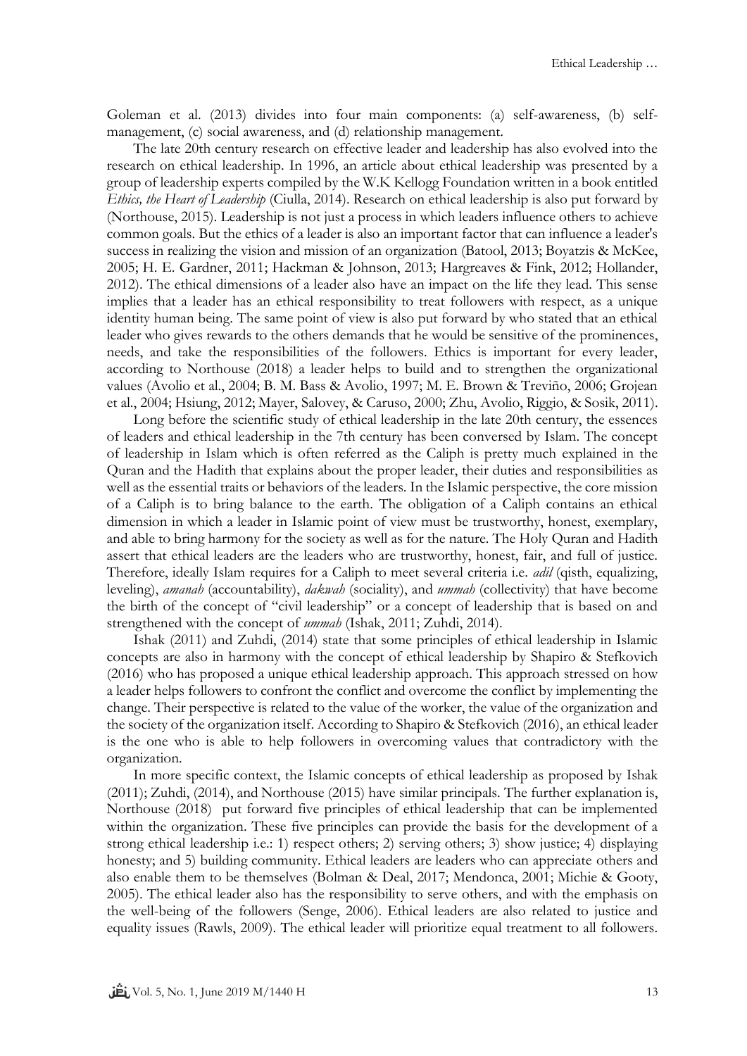Goleman et al. (2013) divides into four main components: (a) self-awareness, (b) self-management, (c) social awareness, and (d) relationship management.

The late 20th century research on effective leader and leadership has also evolved into the research on ethical leadership. In 1996, an article about ethical leadership was presented by a group of leadership experts compiled by the W.K Kellogg Foundation written in a book entitled *Ethics, the Heart of Leadership* (Ciulla, 2014). Research on ethical leadership is also put forward by (Northouse, 2015). Leadership is not just a process in which leaders influence others to achieve common goals. But the ethics of a leader is also an important factor that can influence a leader's success in realizing the vision and mission of an organization (Batool, 2013; Boyatzis & McKee, 2005; H. E. Gardner, 2011; Hackman & Johnson, 2013; Hargreaves & Fink, 2012; Hollander, 2012). The ethical dimensions of a leader also have an impact on the life they lead. This sense implies that a leader has an ethical responsibility to treat followers with respect, as a unique identity human being. The same point of view is also put forward by who stated that an ethical leader who gives rewards to the others demands that he would be sensitive of the prominences, needs, and take the responsibilities of the followers. Ethics is important for every leader, according to Northouse (2018) a leader helps to build and to strengthen the organizational values (Avolio et al., 2004; B. M. Bass & Avolio, 1997; M. E. Brown & Treviño, 2006; Grojean et al., 2004; Hsiung, 2012; Mayer, Salovey, & Caruso, 2000; Zhu, Avolio, Riggio, & Sosik, 2011).

Long before the scientific study of ethical leadership in the late 20th century, the essences of leaders and ethical leadership in the 7th century has been conversed by Islam. The concept of leadership in Islam which is often referred as the Caliph is pretty much explained in the Quran and the Hadith that explains about the proper leader, their duties and responsibilities as well as the essential traits or behaviors of the leaders. In the Islamic perspective, the core mission of a Caliph is to bring balance to the earth. The obligation of a Caliph contains an ethical dimension in which a leader in Islamic point of view must be trustworthy, honest, exemplary, and able to bring harmony for the society as well as for the nature. The Holy Quran and Hadith assert that ethical leaders are the leaders who are trustworthy, honest, fair, and full of justice. Therefore, ideally Islam requires for a Caliph to meet several criteria i.e. *adil* (qisth, equalizing, leveling), *amanah* (accountability), *dakwah* (sociality), and *ummah* (collectivity) that have become the birth of the concept of "civil leadership" or a concept of leadership that is based on and strengthened with the concept of *ummah* (Ishak, 2011; Zuhdi, 2014).

Ishak (2011) and Zuhdi, (2014) state that some principles of ethical leadership in Islamic concepts are also in harmony with the concept of ethical leadership by Shapiro & Stefkovich (2016) who has proposed a unique ethical leadership approach. This approach stressed on how a leader helps followers to confront the conflict and overcome the conflict by implementing the change. Their perspective is related to the value of the worker, the value of the organization and the society of the organization itself. According to Shapiro & Stefkovich (2016), an ethical leader is the one who is able to help followers in overcoming values that contradictory with the organization.

In more specific context, the Islamic concepts of ethical leadership as proposed by Ishak (2011); Zuhdi, (2014), and Northouse (2015) have similar principals. The further explanation is, Northouse (2018) put forward five principles of ethical leadership that can be implemented within the organization. These five principles can provide the basis for the development of a strong ethical leadership i.e.: 1) respect others; 2) serving others; 3) show justice; 4) displaying honesty; and 5) building community. Ethical leaders are leaders who can appreciate others and also enable them to be themselves (Bolman & Deal, 2017; Mendonca, 2001; Michie & Gooty, 2005). The ethical leader also has the responsibility to serve others, and with the emphasis on the well-being of the followers (Senge, 2006). Ethical leaders are also related to justice and equality issues (Rawls, 2009). The ethical leader will prioritize equal treatment to all followers.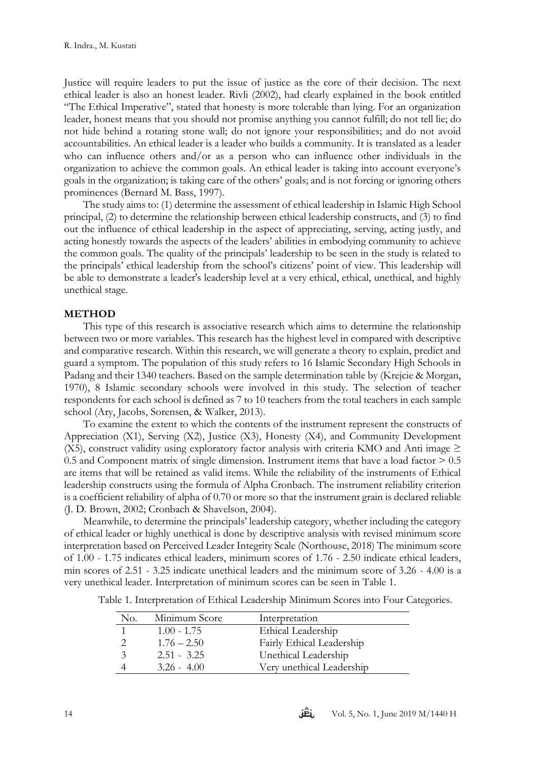Justice will require leaders to put the issue of justice as the core of their decision. The next ethical leader is also an honest leader. Rivli (2002), had clearly explained in the book entitled "The Ethical Imperative", stated that honesty is more tolerable than lying. For an organization leader, honest means that you should not promise anything you cannot fulfill; do not tell lie; do not hide behind a rotating stone wall; do not ignore your responsibilities; and do not avoid accountabilities. An ethical leader is a leader who builds a community. It is translated as a leader who can influence others and/or as a person who can influence other individuals in the organization to achieve the common goals. An ethical leader is taking into account everyone's goals in the organization; is taking care of the others' goals; and is not forcing or ignoring others prominences (Bernard M. Bass, 1997).

The study aims to: (1) determine the assessment of ethical leadership in Islamic High School principal, (2) to determine the relationship between ethical leadership constructs, and (3) to find out the influence of ethical leadership in the aspect of appreciating, serving, acting justly, and acting honestly towards the aspects of the leaders' abilities in embodying community to achieve the common goals. The quality of the principals' leadership to be seen in the study is related to the principals' ethical leadership from the school's citizens' point of view. This leadership will be able to demonstrate a leader's leadership level at a very ethical, ethical, unethical, and highly unethical stage.

## METHOD

This type of this research is associative research which aims to determine the relationship between two or more variables. This research has the highest level in compared with descriptive and comparative research. Within this research, we will generate a theory to explain, predict and guard a symptom. The population of this study refers to 16 Islamic Secondary High Schools in Padang and their 1340 teachers. Based on the sample determination table by (Krejcie & Morgan, 1970), 8 Islamic secondary schools were involved in this study. The selection of teacher respondents for each school is defined as 7 to 10 teachers from the total teachers in each sample school (Ary, Jacobs, Sorensen, & Walker, 2013).

To examine the extent to which the contents of the instrument represent the constructs of Appreciation (X1), Serving (X2), Justice (X3), Honesty (X4), and Community Development (X5), construct validity using exploratory factor analysis with criteria KMO and Anti image $\geq 0.5$ and Component matrix of single dimension. Instrument items that have a load factor $> 0.5$ are items that will be retained as valid items. While the reliability of the instruments of Ethical leadership constructs using the formula of Alpha Cronbach. The instrument reliability criterion is a coefficient reliability of alpha of 0.70 or more so that the instrument grain is declared reliable (J. D. Brown, 2002; Cronbach & Shavelson, 2004).

Meanwhile, to determine the principals' leadership category, whether including the category of ethical leader or highly unethical is done by descriptive analysis with revised minimum score interpretation based on Perceived Leader Integrity Scale (Northouse, 2018) The minimum score of 1.00 - 1.75 indicates ethical leaders, minimum scores of 1.76 - 2.50 indicate ethical leaders, min scores of 2.51 - 3.25 indicate unethical leaders and the minimum score of 3.26 - 4.00 is a very unethical leader. Interpretation of minimum scores can be seen in Table 1.

Table 1. Interpretation of Ethical Leadership Minimum Scores into Four Categories.

| No. | Minimum Score | Interpretation |
|---|---|---|
| 1 | 1.00 - 1.75 | Ethical Leadership |
| 2 | 1.76 – 2.50 | Fairly Ethical Leadership |
| 3 | 2.51 - 3.25 | Unethical Leadership |
| 4 | 3.26 - 4.00 | Very unethical Leadership |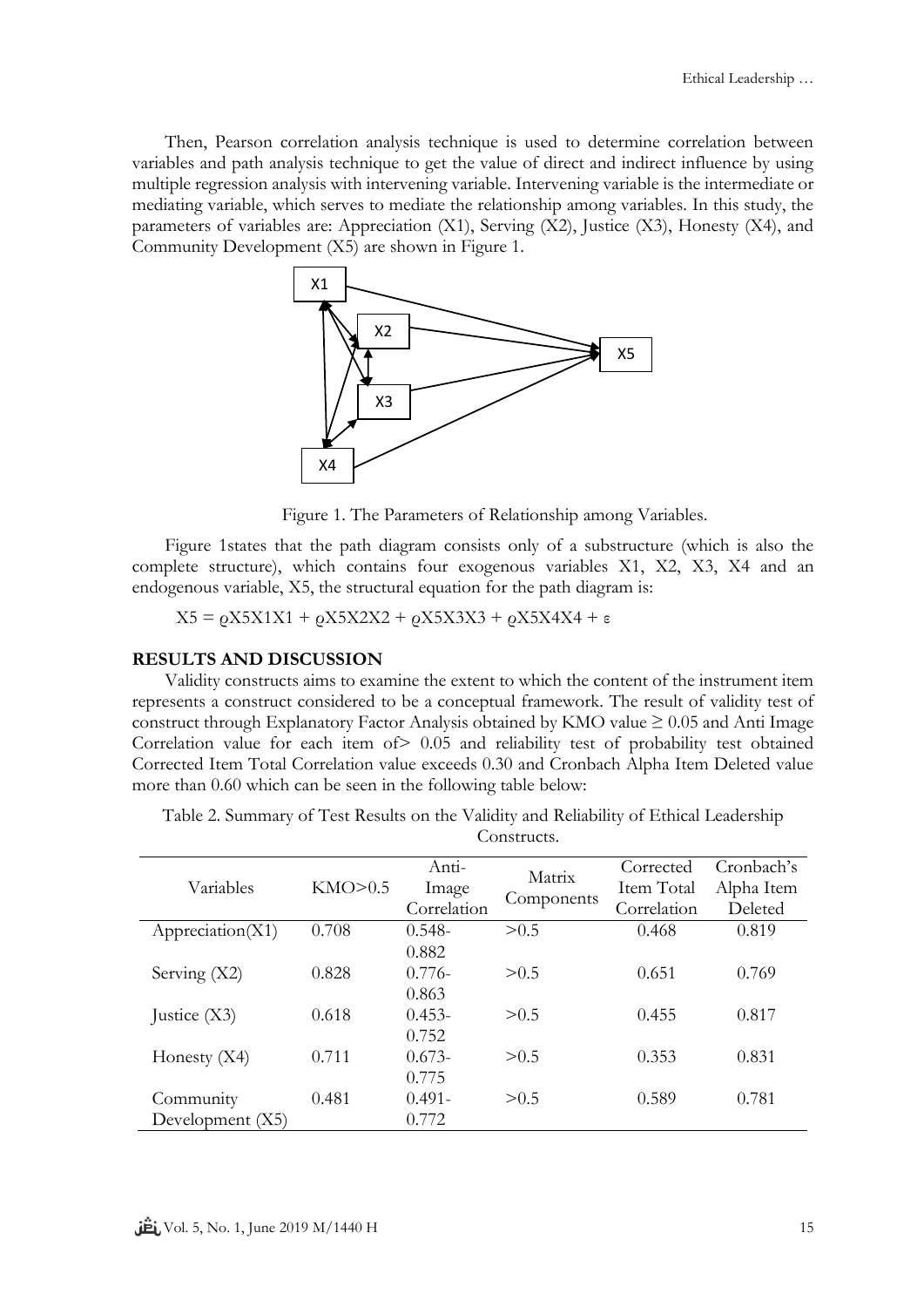Then, Pearson correlation analysis technique is used to determine correlation between variables and path analysis technique to get the value of direct and indirect influence by using multiple regression analysis with intervening variable. Intervening variable is the intermediate or mediating variable, which serves to mediate the relationship among variables. In this study, the parameters of variables are: Appreciation (X1), Serving (X2), Justice (X3), Honesty (X4), and Community Development (X5) are shown in Figure 1.

Figure 1. The Parameters of Relationship among Variables.

Figure 1states that the path diagram consists only of a substructure (which is also the complete structure), which contains four exogenous variables X1, X2, X3, X4 and an endogenous variable, X5, the structural equation for the path diagram is:

$$X5 = \varrho X5X1X1 + \varrho X5X2X2 + \varrho X5X3X3 + \varrho X5X4X4 + \varepsilon$$

## RESULTS AND DISCUSSION

Validity constructs aims to examine the extent to which the content of the instrument item represents a construct considered to be a conceptual framework. The result of validity test of construct through Explanatory Factor Analysis obtained by KMO value ≥ 0.05 and Anti Image Correlation value for each item of> 0.05 and reliability test of probability test obtained Corrected Item Total Correlation value exceeds 0.30 and Cronbach Alpha Item Deleted value more than 0.60 which can be seen in the following table below:

Table 2. Summary of Test Results on the Validity and Reliability of Ethical Leadership Constructs.

| Variables | KMO>0.5 | Anti-Image Correlation | Matrix Components | Corrected Item Total Correlation | Cronbach's Alpha Item Deleted |
|---|---|---|---|---|---|
| Appreciation(X1) | 0.708 | 0.548-0.882 | >0.5 | 0.468 | 0.819 |
| Serving (X2) | 0.828 | 0.776-0.863 | >0.5 | 0.651 | 0.769 |
| Justice (X3) | 0.618 | 0.453-0.752 | >0.5 | 0.455 | 0.817 |
| Honesty (X4) | 0.711 | 0.673-0.775 | >0.5 | 0.353 | 0.831 |
| Community Development (X5) | 0.481 | 0.491-0.772 | >0.5 | 0.589 | 0.781 |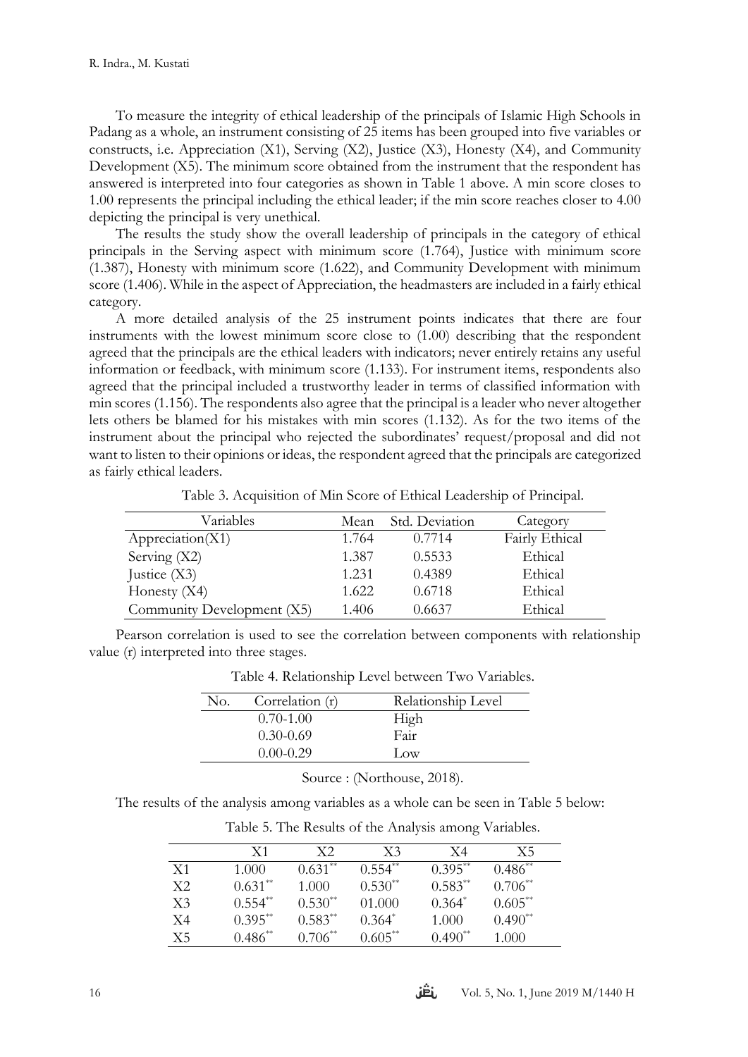To measure the integrity of ethical leadership of the principals of Islamic High Schools in Padang as a whole, an instrument consisting of 25 items has been grouped into five variables or constructs, i.e. Appreciation (X1), Serving (X2), Justice (X3), Honesty (X4), and Community Development (X5). The minimum score obtained from the instrument that the respondent has answered is interpreted into four categories as shown in Table 1 above. A min score closes to 1.00 represents the principal including the ethical leader; if the min score reaches closer to 4.00 depicting the principal is very unethical.

The results the study show the overall leadership of principals in the category of ethical principals in the Serving aspect with minimum score (1.764), Justice with minimum score (1.387), Honesty with minimum score (1.622), and Community Development with minimum score (1.406). While in the aspect of Appreciation, the headmasters are included in a fairly ethical category.

A more detailed analysis of the 25 instrument points indicates that there are four instruments with the lowest minimum score close to (1.00) describing that the respondent agreed that the principals are the ethical leaders with indicators; never entirely retains any useful information or feedback, with minimum score (1.133). For instrument items, respondents also agreed that the principal included a trustworthy leader in terms of classified information with min scores (1.156). The respondents also agree that the principal is a leader who never altogether lets others be blamed for his mistakes with min scores (1.132). As for the two items of the instrument about the principal who rejected the subordinates' request/proposal and did not want to listen to their opinions or ideas, the respondent agreed that the principals are categorized as fairly ethical leaders.

Table 3. Acquisition of Min Score of Ethical Leadership of Principal.

| Variables | Mean | Std. Deviation | Category |
|---|---|---|---|
| Appreciation(X1) | 1.764 | 0.7714 | Fairly Ethical |
| Serving (X2) | 1.387 | 0.5533 | Ethical |
| Justice (X3) | 1.231 | 0.4389 | Ethical |
| Honesty (X4) | 1.622 | 0.6718 | Ethical |
| Community Development (X5) | 1.406 | 0.6637 | Ethical |

Pearson correlation is used to see the correlation between components with relationship value (r) interpreted into three stages.

Table 4. Relationship Level between Two Variables.

| No. | Correlation (r) | Relationship Level |
|---|---|---|
| | 0.70-1.00 | High |
| | 0.30-0.69 | Fair |
| | 0.00-0.29 | Low |

Source : (Northouse, 2018).

The results of the analysis among variables as a whole can be seen in Table 5 below:

Table 5. The Results of the Analysis among Variables.

| | X1 | X2 | X3 | X4 | X5 |
|---|---|---|---|---|---|
| X1 | 1.000 | 0.631** | 0.554** | 0.395** | 0.486** |
| X2 | 0.631** | 1.000 | 0.530** | 0.583** | 0.706** |
| X3 | 0.554** | 0.530** | 01.000 | 0.364* | 0.605** |
| X4 | 0.395** | 0.583** | 0.364* | 1.000 | 0.490** |
| X5 | 0.486** | 0.706** | 0.605** | 0.490** | 1.000 |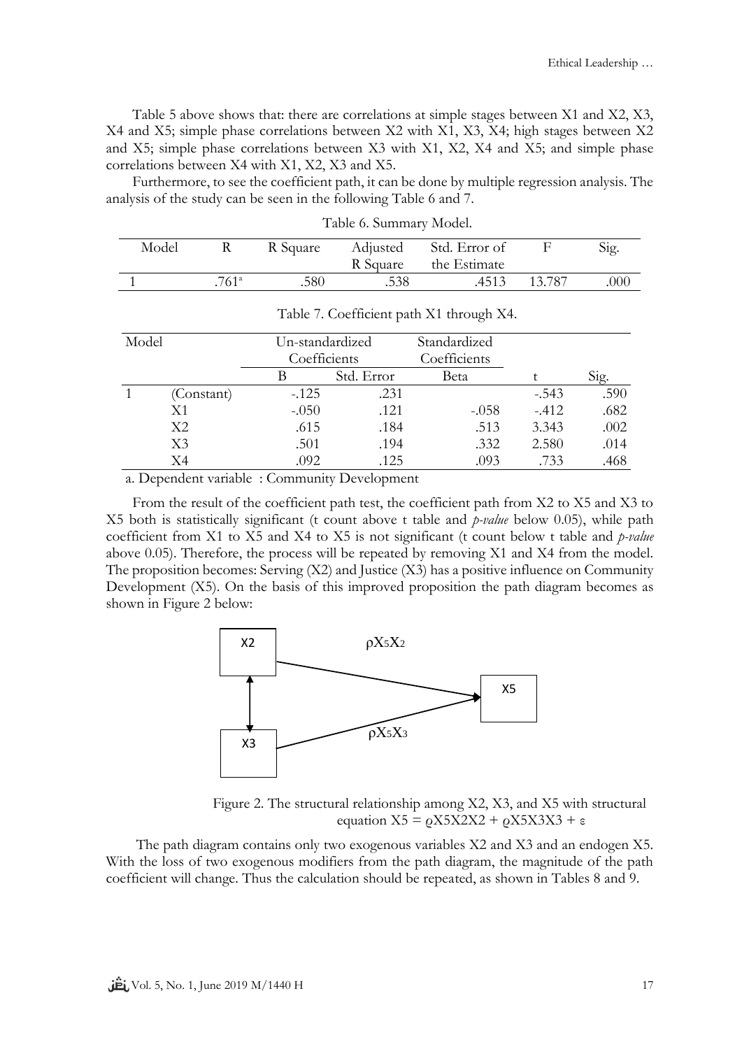Table 5 above shows that: there are correlations at simple stages between X1 and X2, X3, X4 and X5; simple phase correlations between X2 with X1, X3, X4; high stages between X2 and X5; simple phase correlations between X3 with X1, X2, X4 and X5; and simple phase correlations between X4 with X1, X2, X3 and X5.

Furthermore, to see the coefficient path, it can be done by multiple regression analysis. The analysis of the study can be seen in the following Table 6 and 7.

Table 6. Summary Model.

| Model | R | R Square | Adjusted R Square | Std. Error of the Estimate | F | Sig. |
|---|---|---|---|---|---|---|
| 1 | .761[a] | .580 | .538 | .4513 | 13.787 | .000 |

Table 7. Coefficient path X1 through X4.

| Model | | Un-standardized Coefficients | | Standardized Coefficients | | |
|---|---|---|---|---|---|---|
| | | B | Std. Error | Beta | t | Sig. |
| 1 | (Constant) | -.125 | .231 | | -.543 | .590 |
| | X1 | -.050 | .121 | -.058 | -.412 | .682 |
| | X2 | .615 | .184 | .513 | 3.343 | .002 |
| | X3 | .501 | .194 | .332 | 2.580 | .014 |
| | X4 | .092 | .125 | .093 | .733 | .468 |

a. Dependent variable : Community Development

From the result of the coefficient path test, the coefficient path from X2 to X5 and X3 to X5 both is statistically significant (t count above t table and *p-value* below 0.05), while path coefficient from X1 to X5 and X4 to X5 is not significant (t count below t table and *p-value* above 0.05). Therefore, the process will be repeated by removing X1 and X4 from the model. The proposition becomes: Serving (X2) and Justice (X3) has a positive influence on Community Development (X5). On the basis of this improved proposition the path diagram becomes as shown in Figure 2 below:

Figure 2. The structural relationship among X2, X3, and X5 with structural equation $X5 = \rho X5X2X2 + \rho X5X3X3 + \varepsilon$

The path diagram contains only two exogenous variables X2 and X3 and an endogen X5. With the loss of two exogenous modifiers from the path diagram, the magnitude of the path coefficient will change. Thus the calculation should be repeated, as shown in Tables 8 and 9.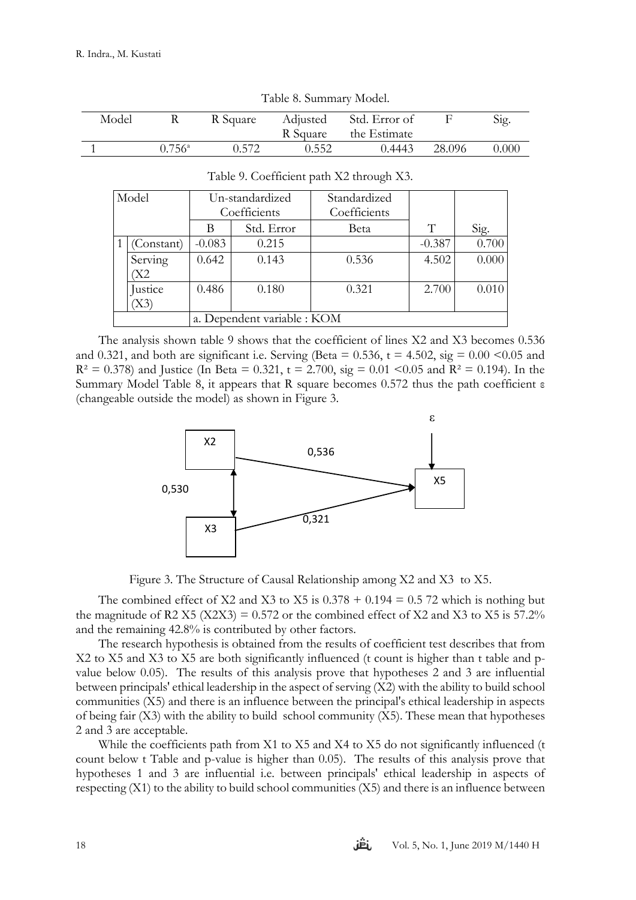Table 8. Summary Model.

| Model | R | R Square | Adjusted R Square | Std. Error of the Estimate | F | Sig. |
|---|---|---|---|---|---|---|
| 1 | 0.756[a] | 0.572 | 0.552 | 0.4443 | 28.096 | 0.000 |

Table 9. Coefficient path X2 through X3.

| Model | | Un-standardized Coefficients | | Standardized Coefficients | | |
|---|---|---|---|---|---|---|
| | | B | Std. Error | Beta | T | Sig. |
| 1 | (Constant) | -0.083 | 0.215 | | -0.387 | 0.700 |
| | Serving (X2 | 0.642 | 0.143 | 0.536 | 4.502 | 0.000 |
| | Justice (X3) | 0.486 | 0.180 | 0.321 | 2.700 | 0.010 |
| | | a. Dependent variable : KOM | | | | |

The analysis shown table 9 shows that the coefficient of lines X2 and X3 becomes 0.536 and 0.321, and both are significant i.e. Serving (Beta = 0.536, t = 4.502, sig = 0.00 <0.05 and $R^2 = 0.378$) and Justice (In Beta = 0.321, t = 2.700, sig = 0.01 <0.05 and $R^2 = 0.194$). In the Summary Model Table 8, it appears that R square becomes 0.572 thus the path coefficient ε (changeable outside the model) as shown in Figure 3.

Figure 3. The Structure of Causal Relationship among X2 and X3 to X5.

The combined effect of X2 and X3 to X5 is 0.378 + 0.194 = 0.5 72 which is nothing but the magnitude of R2 X5 (X2X3) = 0.572 or the combined effect of X2 and X3 to X5 is 57.2% and the remaining 42.8% is contributed by other factors.

The research hypothesis is obtained from the results of coefficient test describes that from X2 to X5 and X3 to X5 are both significantly influenced (t count is higher than t table and p-value below 0.05). The results of this analysis prove that hypotheses 2 and 3 are influential between principals' ethical leadership in the aspect of serving (X2) with the ability to build school communities (X5) and there is an influence between the principal's ethical leadership in aspects of being fair (X3) with the ability to build school community (X5). These mean that hypotheses 2 and 3 are acceptable.

While the coefficients path from X1 to X5 and X4 to X5 do not significantly influenced (t count below t Table and p-value is higher than 0.05). The results of this analysis prove that hypotheses 1 and 3 are influential i.e. between principals' ethical leadership in aspects of respecting (X1) to the ability to build school communities (X5) and there is an influence between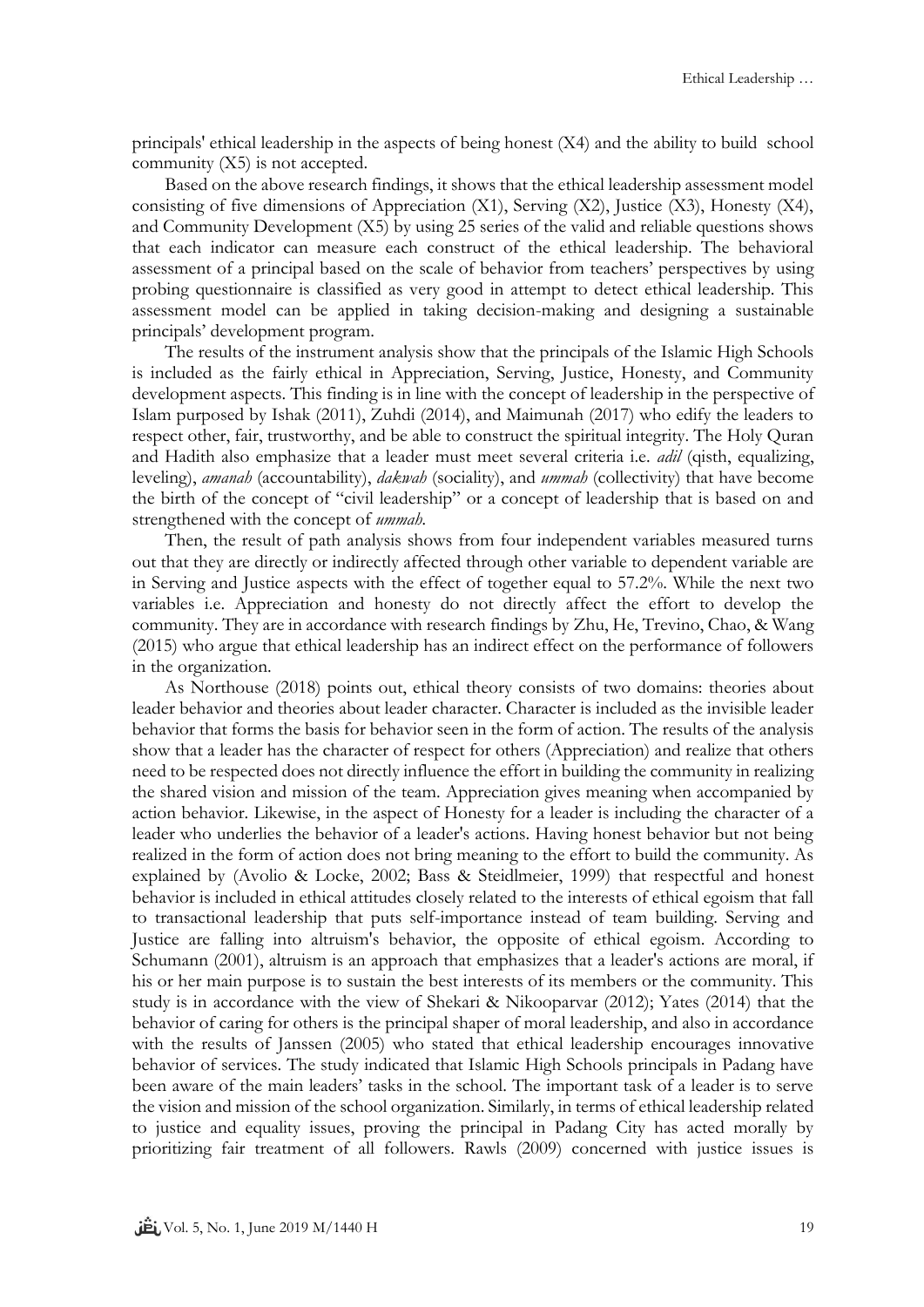principals' ethical leadership in the aspects of being honest (X4) and the ability to build school community (X5) is not accepted.

Based on the above research findings, it shows that the ethical leadership assessment model consisting of five dimensions of Appreciation (X1), Serving (X2), Justice (X3), Honesty (X4), and Community Development (X5) by using 25 series of the valid and reliable questions shows that each indicator can measure each construct of the ethical leadership. The behavioral assessment of a principal based on the scale of behavior from teachers' perspectives by using probing questionnaire is classified as very good in attempt to detect ethical leadership. This assessment model can be applied in taking decision-making and designing a sustainable principals' development program.

The results of the instrument analysis show that the principals of the Islamic High Schools is included as the fairly ethical in Appreciation, Serving, Justice, Honesty, and Community development aspects. This finding is in line with the concept of leadership in the perspective of Islam purposed by Ishak (2011), Zuhdi (2014), and Maimunah (2017) who edify the leaders to respect other, fair, trustworthy, and be able to construct the spiritual integrity. The Holy Quran and Hadith also emphasize that a leader must meet several criteria i.e. *adil* (qisth, equalizing, leveling), *amanah* (accountability), *dakwah* (sociality), and *ummah* (collectivity) that have become the birth of the concept of "civil leadership" or a concept of leadership that is based on and strengthened with the concept of *ummah*.

Then, the result of path analysis shows from four independent variables measured turns out that they are directly or indirectly affected through other variable to dependent variable are in Serving and Justice aspects with the effect of together equal to 57.2%. While the next two variables i.e. Appreciation and honesty do not directly affect the effort to develop the community. They are in accordance with research findings by Zhu, He, Trevino, Chao, & Wang (2015) who argue that ethical leadership has an indirect effect on the performance of followers in the organization.

As Northouse (2018) points out, ethical theory consists of two domains: theories about leader behavior and theories about leader character. Character is included as the invisible leader behavior that forms the basis for behavior seen in the form of action. The results of the analysis show that a leader has the character of respect for others (Appreciation) and realize that others need to be respected does not directly influence the effort in building the community in realizing the shared vision and mission of the team. Appreciation gives meaning when accompanied by action behavior. Likewise, in the aspect of Honesty for a leader is including the character of a leader who underlies the behavior of a leader's actions. Having honest behavior but not being realized in the form of action does not bring meaning to the effort to build the community. As explained by (Avolio & Locke, 2002; Bass & Steidlmeier, 1999) that respectful and honest behavior is included in ethical attitudes closely related to the interests of ethical egoism that fall to transactional leadership that puts self-importance instead of team building. Serving and Justice are falling into altruism's behavior, the opposite of ethical egoism. According to Schumann (2001), altruism is an approach that emphasizes that a leader's actions are moral, if his or her main purpose is to sustain the best interests of its members or the community. This study is in accordance with the view of Shekari & Nikooparvar (2012); Yates (2014) that the behavior of caring for others is the principal shaper of moral leadership, and also in accordance with the results of Janssen (2005) who stated that ethical leadership encourages innovative behavior of services. The study indicated that Islamic High Schools principals in Padang have been aware of the main leaders' tasks in the school. The important task of a leader is to serve the vision and mission of the school organization. Similarly, in terms of ethical leadership related to justice and equality issues, proving the principal in Padang City has acted morally by prioritizing fair treatment of all followers. Rawls (2009) concerned with justice issues is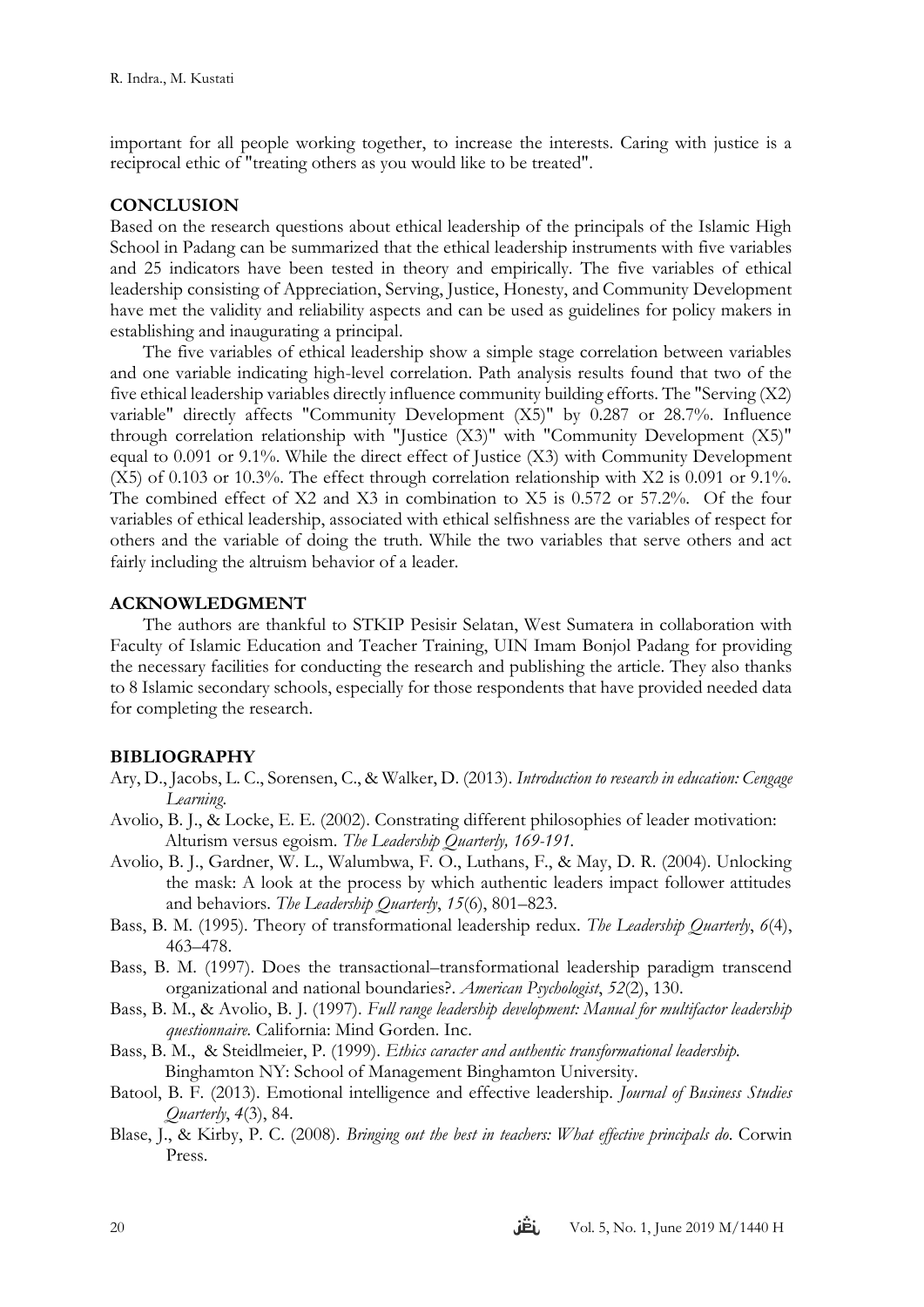important for all people working together, to increase the interests. Caring with justice is a reciprocal ethic of "treating others as you would like to be treated".

## CONCLUSION

Based on the research questions about ethical leadership of the principals of the Islamic High School in Padang can be summarized that the ethical leadership instruments with five variables and 25 indicators have been tested in theory and empirically. The five variables of ethical leadership consisting of Appreciation, Serving, Justice, Honesty, and Community Development have met the validity and reliability aspects and can be used as guidelines for policy makers in establishing and inaugurating a principal.

The five variables of ethical leadership show a simple stage correlation between variables and one variable indicating high-level correlation. Path analysis results found that two of the five ethical leadership variables directly influence community building efforts. The "Serving (X2) variable" directly affects "Community Development (X5)" by 0.287 or 28.7%. Influence through correlation relationship with "Justice (X3)" with "Community Development (X5)" equal to 0.091 or 9.1%. While the direct effect of Justice (X3) with Community Development (X5) of 0.103 or 10.3%. The effect through correlation relationship with X2 is 0.091 or 9.1%. The combined effect of X2 and X3 in combination to X5 is 0.572 or 57.2%. Of the four variables of ethical leadership, associated with ethical selfishness are the variables of respect for others and the variable of doing the truth. While the two variables that serve others and act fairly including the altruism behavior of a leader.

## ACKNOWLEDGMENT

The authors are thankful to STKIP Pesisir Selatan, West Sumatera in collaboration with Faculty of Islamic Education and Teacher Training, UIN Imam Bonjol Padang for providing the necessary facilities for conducting the research and publishing the article. They also thanks to 8 Islamic secondary schools, especially for those respondents that have provided needed data for completing the research.

## BIBLIOGRAPHY

Ary, D., Jacobs, L. C., Sorensen, C., & Walker, D. (2013). *Introduction to research in education: Cengage Learning.*

Avolio, B. J., & Locke, E. E. (2002). Constrating different philosophies of leader motivation: Alturism versus egoism. *The Leadership Quarterly, 169-191.*

Avolio, B. J., Gardner, W. L., Walumbwa, F. O., Luthans, F., & May, D. R. (2004). Unlocking the mask: A look at the process by which authentic leaders impact follower attitudes and behaviors. *The Leadership Quarterly*, *15*(6), 801–823.

Bass, B. M. (1995). Theory of transformational leadership redux. *The Leadership Quarterly*, *6*(4), 463–478.

Bass, B. M. (1997). Does the transactional–transformational leadership paradigm transcend organizational and national boundaries?. *American Psychologist*, *52*(2), 130.

Bass, B. M., & Avolio, B. J. (1997). *Full range leadership development: Manual for multifactor leadership questionnaire.* California: Mind Gorden. Inc.

Bass, B. M., & Steidlmeier, P. (1999). *Ethics caracter and authentic transformational leadership.* Binghamton NY: School of Management Binghamton University.

Batool, B. F. (2013). Emotional intelligence and effective leadership. *Journal of Business Studies Quarterly*, *4*(3), 84.

Blase, J., & Kirby, P. C. (2008). *Bringing out the best in teachers: What effective principals do*. Corwin Press.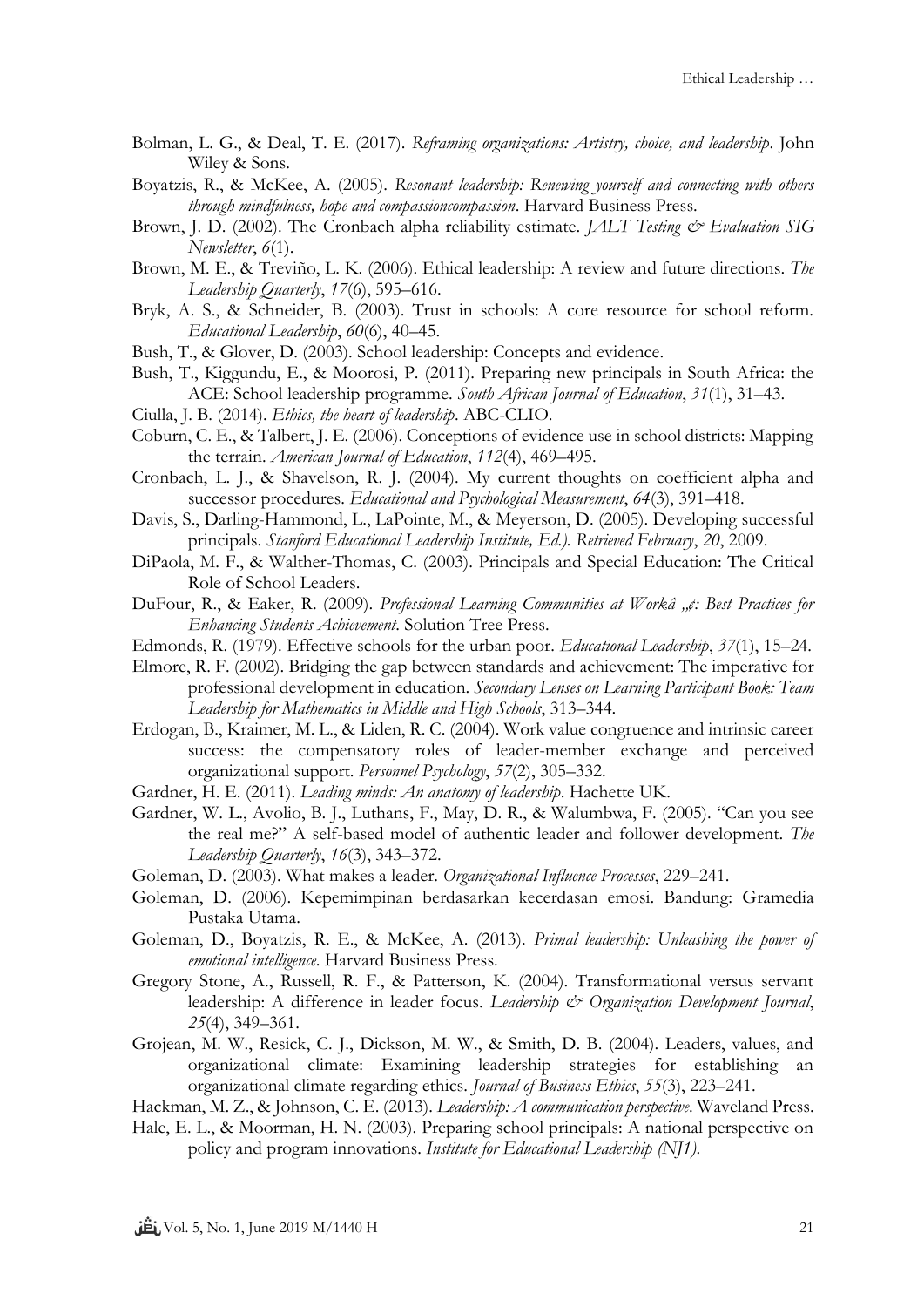Bolman, L. G., & Deal, T. E. (2017). *Reframing organizations: Artistry, choice, and leadership*. John Wiley & Sons.

Boyatzis, R., & McKee, A. (2005). *Resonant leadership: Renewing yourself and connecting with others through mindfulness, hope and compassioncompassion*. Harvard Business Press.

Brown, J. D. (2002). The Cronbach alpha reliability estimate. *JALT Testing & Evaluation SIG Newsletter*, *6*(1).

Brown, M. E., & Treviño, L. K. (2006). Ethical leadership: A review and future directions. *The Leadership Quarterly*, *17*(6), 595–616.

Bryk, A. S., & Schneider, B. (2003). Trust in schools: A core resource for school reform. *Educational Leadership*, *60*(6), 40–45.

Bush, T., & Glover, D. (2003). School leadership: Concepts and evidence.

Bush, T., Kiggundu, E., & Moorosi, P. (2011). Preparing new principals in South Africa: the ACE: School leadership programme. *South African Journal of Education*, *31*(1), 31–43.

Ciulla, J. B. (2014). *Ethics, the heart of leadership*. ABC-CLIO.

Coburn, C. E., & Talbert, J. E. (2006). Conceptions of evidence use in school districts: Mapping the terrain. *American Journal of Education*, *112*(4), 469–495.

Cronbach, L. J., & Shavelson, R. J. (2004). My current thoughts on coefficient alpha and successor procedures. *Educational and Psychological Measurement*, *64*(3), 391–418.

Davis, S., Darling-Hammond, L., LaPointe, M., & Meyerson, D. (2005). Developing successful principals. *Stanford Educational Leadership Institute, Ed.). Retrieved February*, *20*, 2009.

DiPaola, M. F., & Walther-Thomas, C. (2003). Principals and Special Education: The Critical Role of School Leaders.

DuFour, R., & Eaker, R. (2009). *Professional Learning Communities at Workâ „¢: Best Practices for Enhancing Students Achievement*. Solution Tree Press.

Edmonds, R. (1979). Effective schools for the urban poor. *Educational Leadership*, *37*(1), 15–24.

Elmore, R. F. (2002). Bridging the gap between standards and achievement: The imperative for professional development in education. *Secondary Lenses on Learning Participant Book: Team Leadership for Mathematics in Middle and High Schools*, 313–344.

Erdogan, B., Kraimer, M. L., & Liden, R. C. (2004). Work value congruence and intrinsic career success: the compensatory roles of leader-member exchange and perceived organizational support. *Personnel Psychology*, *57*(2), 305–332.

Gardner, H. E. (2011). *Leading minds: An anatomy of leadership*. Hachette UK.

Gardner, W. L., Avolio, B. J., Luthans, F., May, D. R., & Walumbwa, F. (2005). "Can you see the real me?" A self-based model of authentic leader and follower development. *The Leadership Quarterly*, *16*(3), 343–372.

Goleman, D. (2003). What makes a leader. *Organizational Influence Processes*, 229–241.

Goleman, D. (2006). Kepemimpinan berdasarkan kecerdasan emosi. Bandung: Gramedia Pustaka Utama.

Goleman, D., Boyatzis, R. E., & McKee, A. (2013). *Primal leadership: Unleashing the power of emotional intelligence*. Harvard Business Press.

Gregory Stone, A., Russell, R. F., & Patterson, K. (2004). Transformational versus servant leadership: A difference in leader focus. *Leadership & Organization Development Journal*, *25*(4), 349–361.

Grojean, M. W., Resick, C. J., Dickson, M. W., & Smith, D. B. (2004). Leaders, values, and organizational climate: Examining leadership strategies for establishing an organizational climate regarding ethics. *Journal of Business Ethics*, *55*(3), 223–241.

Hackman, M. Z., & Johnson, C. E. (2013). *Leadership: A communication perspective*. Waveland Press.

Hale, E. L., & Moorman, H. N. (2003). Preparing school principals: A national perspective on policy and program innovations. *Institute for Educational Leadership (NJ1)*.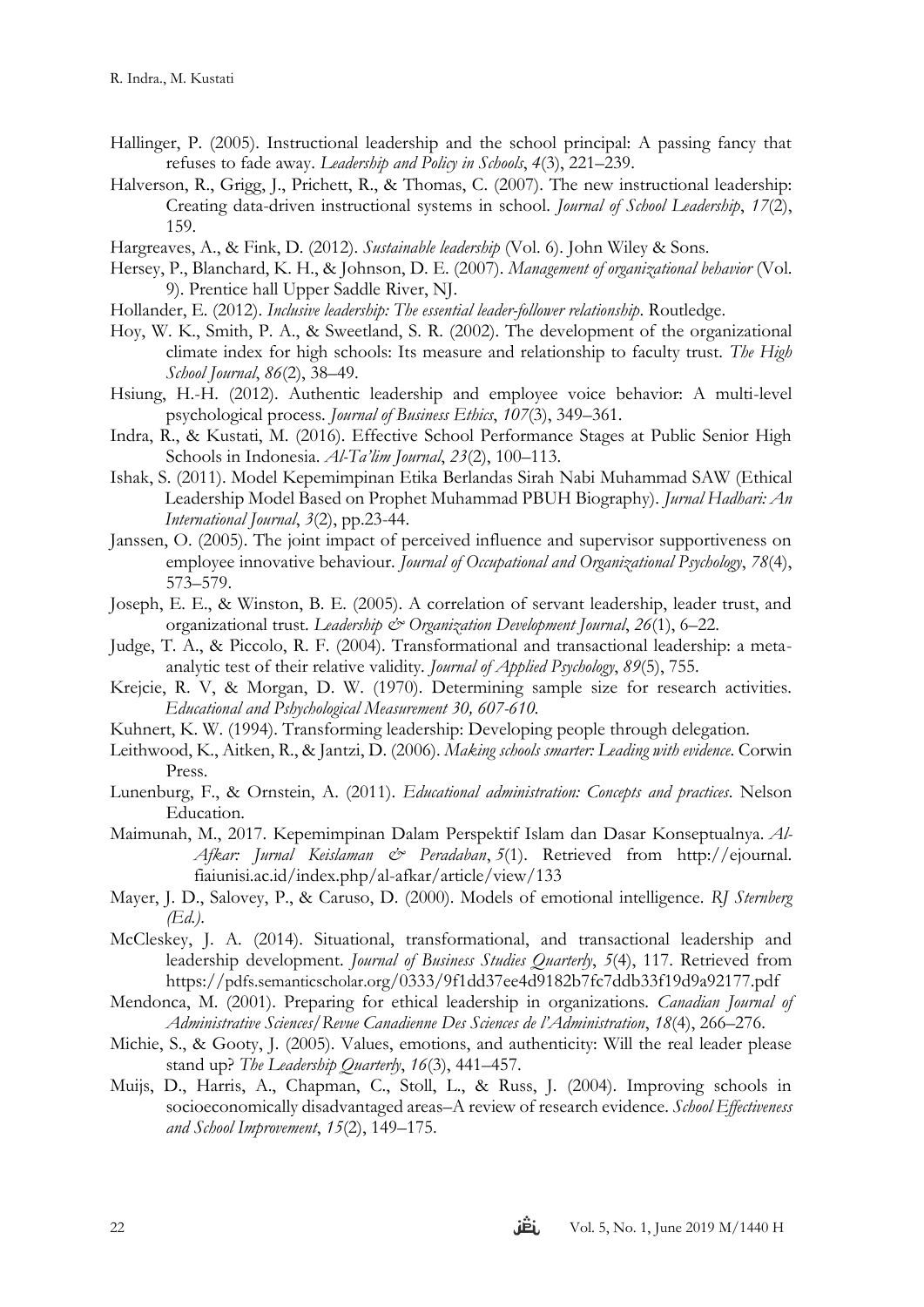Hallinger, P. (2005). Instructional leadership and the school principal: A passing fancy that refuses to fade away. *Leadership and Policy in Schools*, *4*(3), 221–239.

Halverson, R., Grigg, J., Prichett, R., & Thomas, C. (2007). The new instructional leadership: Creating data-driven instructional systems in school. *Journal of School Leadership*, *17*(2), 159.

Hargreaves, A., & Fink, D. (2012). *Sustainable leadership* (Vol. 6). John Wiley & Sons.

Hersey, P., Blanchard, K. H., & Johnson, D. E. (2007). *Management of organizational behavior* (Vol. 9). Prentice hall Upper Saddle River, NJ.

Hollander, E. (2012). *Inclusive leadership: The essential leader-follower relationship*. Routledge.

Hoy, W. K., Smith, P. A., & Sweetland, S. R. (2002). The development of the organizational climate index for high schools: Its measure and relationship to faculty trust. *The High School Journal*, *86*(2), 38–49.

Hsiung, H.-H. (2012). Authentic leadership and employee voice behavior: A multi-level psychological process. *Journal of Business Ethics*, *107*(3), 349–361.

Indra, R., & Kustati, M. (2016). Effective School Performance Stages at Public Senior High Schools in Indonesia. *Al-Ta'lim Journal*, *23*(2), 100–113.

Ishak, S. (2011). Model Kepemimpinan Etika Berlandas Sirah Nabi Muhammad SAW (Ethical Leadership Model Based on Prophet Muhammad PBUH Biography). *Jurnal Hadhari: An International Journal*, *3*(2), pp.23-44.

Janssen, O. (2005). The joint impact of perceived influence and supervisor supportiveness on employee innovative behaviour. *Journal of Occupational and Organizational Psychology*, *78*(4), 573–579.

Joseph, E. E., & Winston, B. E. (2005). A correlation of servant leadership, leader trust, and organizational trust. *Leadership & Organization Development Journal*, *26*(1), 6–22.

Judge, T. A., & Piccolo, R. F. (2004). Transformational and transactional leadership: a meta-analytic test of their relative validity. *Journal of Applied Psychology*, *89*(5), 755.

Krejcie, R. V, & Morgan, D. W. (1970). Determining sample size for research activities. *Educational and Pshychological Measurement 30, 607-610.*

Kuhnert, K. W. (1994). Transforming leadership: Developing people through delegation.

Leithwood, K., Aitken, R., & Jantzi, D. (2006). *Making schools smarter: Leading with evidence*. Corwin Press.

Lunenburg, F., & Ornstein, A. (2011). *Educational administration: Concepts and practices*. Nelson Education.

Maimunah, M., 2017. Kepemimpinan Dalam Perspektif Islam dan Dasar Konseptualnya. *Al-Afkar: Jurnal Keislaman & Peradaban*, *5*(1). Retrieved from http://ejournal.fiaiunisi.ac.id/index.php/al-afkar/article/view/133

Mayer, J. D., Salovey, P., & Caruso, D. (2000). Models of emotional intelligence. *RJ Sternberg (Ed.)*.

McCleskey, J. A. (2014). Situational, transformational, and transactional leadership and leadership development. *Journal of Business Studies Quarterly*, *5*(4), 117. Retrieved from https://pdfs.semanticscholar.org/0333/9f1dd37ee4d9182b7fc7ddb33f19d9a92177.pdf

Mendonca, M. (2001). Preparing for ethical leadership in organizations. *Canadian Journal of Administrative Sciences/Revue Canadienne Des Sciences de l'Administration*, *18*(4), 266–276.

Michie, S., & Gooty, J. (2005). Values, emotions, and authenticity: Will the real leader please stand up? *The Leadership Quarterly*, *16*(3), 441–457.

Muijs, D., Harris, A., Chapman, C., Stoll, L., & Russ, J. (2004). Improving schools in socioeconomically disadvantaged areas–A review of research evidence. *School Effectiveness and School Improvement*, *15*(2), 149–175.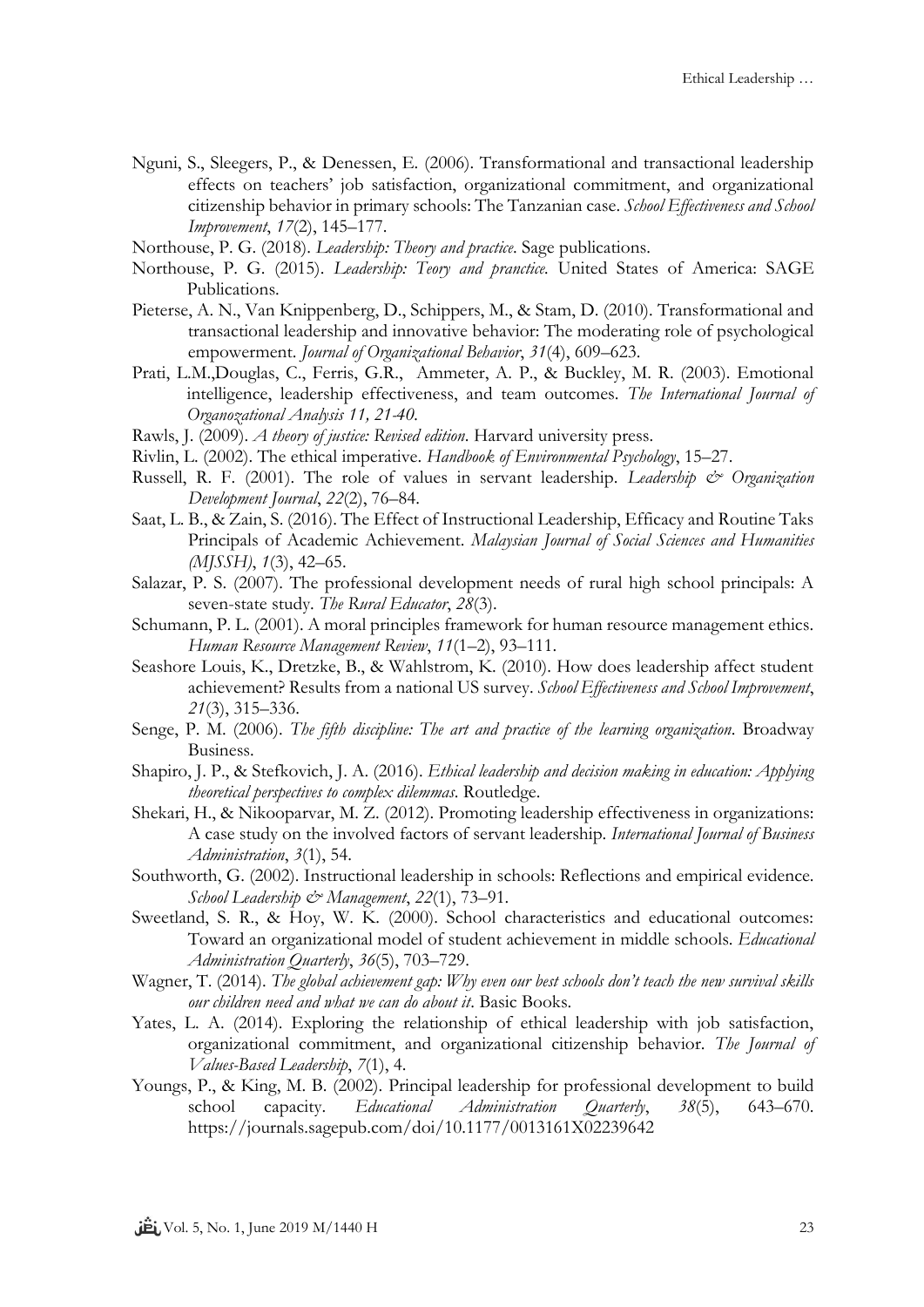Nguni, S., Sleegers, P., & Denessen, E. (2006). Transformational and transactional leadership effects on teachers' job satisfaction, organizational commitment, and organizational citizenship behavior in primary schools: The Tanzanian case. *School Effectiveness and School Improvement*, *17*(2), 145–177.

Northouse, P. G. (2018). *Leadership: Theory and practice*. Sage publications.

Northouse, P. G. (2015). *Leadership: Teory and pranctice.* United States of America: SAGE Publications.

Pieterse, A. N., Van Knippenberg, D., Schippers, M., & Stam, D. (2010). Transformational and transactional leadership and innovative behavior: The moderating role of psychological empowerment. *Journal of Organizational Behavior*, *31*(4), 609–623.

Prati, L.M.,Douglas, C., Ferris, G.R., Ammeter, A. P., & Buckley, M. R. (2003). Emotional intelligence, leadership effectiveness, and team outcomes. *The International Journal of Organozational Analysis 11, 21-40.*

Rawls, J. (2009). *A theory of justice: Revised edition*. Harvard university press.

Rivlin, L. (2002). The ethical imperative. *Handbook of Environmental Psychology*, 15–27.

Russell, R. F. (2001). The role of values in servant leadership. *Leadership & Organization Development Journal*, *22*(2), 76–84.

Saat, L. B., & Zain, S. (2016). The Effect of Instructional Leadership, Efficacy and Routine Taks Principals of Academic Achievement. *Malaysian Journal of Social Sciences and Humanities (MJSSH)*, *1*(3), 42–65.

Salazar, P. S. (2007). The professional development needs of rural high school principals: A seven-state study. *The Rural Educator*, *28*(3).

Schumann, P. L. (2001). A moral principles framework for human resource management ethics. *Human Resource Management Review*, *11*(1–2), 93–111.

Seashore Louis, K., Dretzke, B., & Wahlstrom, K. (2010). How does leadership affect student achievement? Results from a national US survey. *School Effectiveness and School Improvement*, *21*(3), 315–336.

Senge, P. M. (2006). *The fifth discipline: The art and practice of the learning organization*. Broadway Business.

Shapiro, J. P., & Stefkovich, J. A. (2016). *Ethical leadership and decision making in education: Applying theoretical perspectives to complex dilemmas*. Routledge.

Shekari, H., & Nikooparvar, M. Z. (2012). Promoting leadership effectiveness in organizations: A case study on the involved factors of servant leadership. *International Journal of Business Administration*, *3*(1), 54.

Southworth, G. (2002). Instructional leadership in schools: Reflections and empirical evidence. *School Leadership & Management*, *22*(1), 73–91.

Sweetland, S. R., & Hoy, W. K. (2000). School characteristics and educational outcomes: Toward an organizational model of student achievement in middle schools. *Educational Administration Quarterly*, *36*(5), 703–729.

Wagner, T. (2014). *The global achievement gap: Why even our best schools don't teach the new survival skills our children need and what we can do about it*. Basic Books.

Yates, L. A. (2014). Exploring the relationship of ethical leadership with job satisfaction, organizational commitment, and organizational citizenship behavior. *The Journal of Values-Based Leadership*, *7*(1), 4.

Youngs, P., & King, M. B. (2002). Principal leadership for professional development to build school capacity. *Educational Administration Quarterly*, *38*(5), 643–670. https://journals.sagepub.com/doi/10.1177/0013161X02239642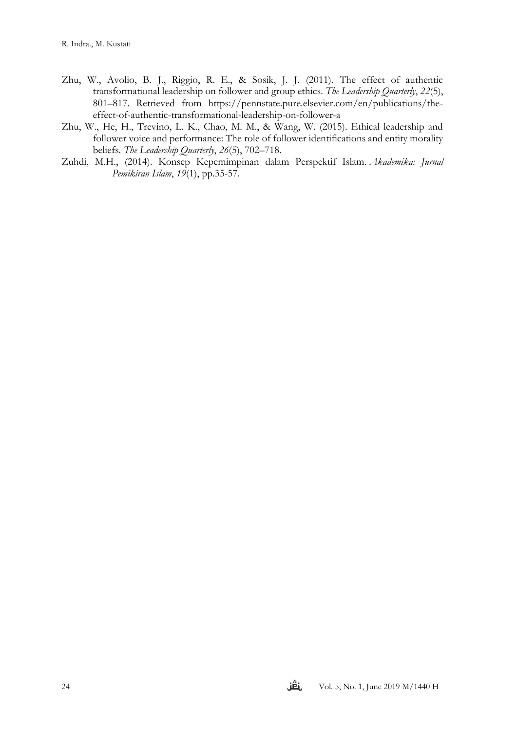Zhu, W., Avolio, B. J., Riggio, R. E., & Sosik, J. J. (2011). The effect of authentic transformational leadership on follower and group ethics. *The Leadership Quarterly*, *22*(5), 801–817. Retrieved from https://pennstate.pure.elsevier.com/en/publications/the-effect-of-authentic-transformational-leadership-on-follower-a

Zhu, W., He, H., Trevino, L. K., Chao, M. M., & Wang, W. (2015). Ethical leadership and follower voice and performance: The role of follower identifications and entity morality beliefs. *The Leadership Quarterly*, *26*(5), 702–718.

Zuhdi, M.H., (2014). Konsep Kepemimpinan dalam Perspektif Islam. *Akademika: Jurnal Pemikiran Islam*, *19*(1), pp.35-57.